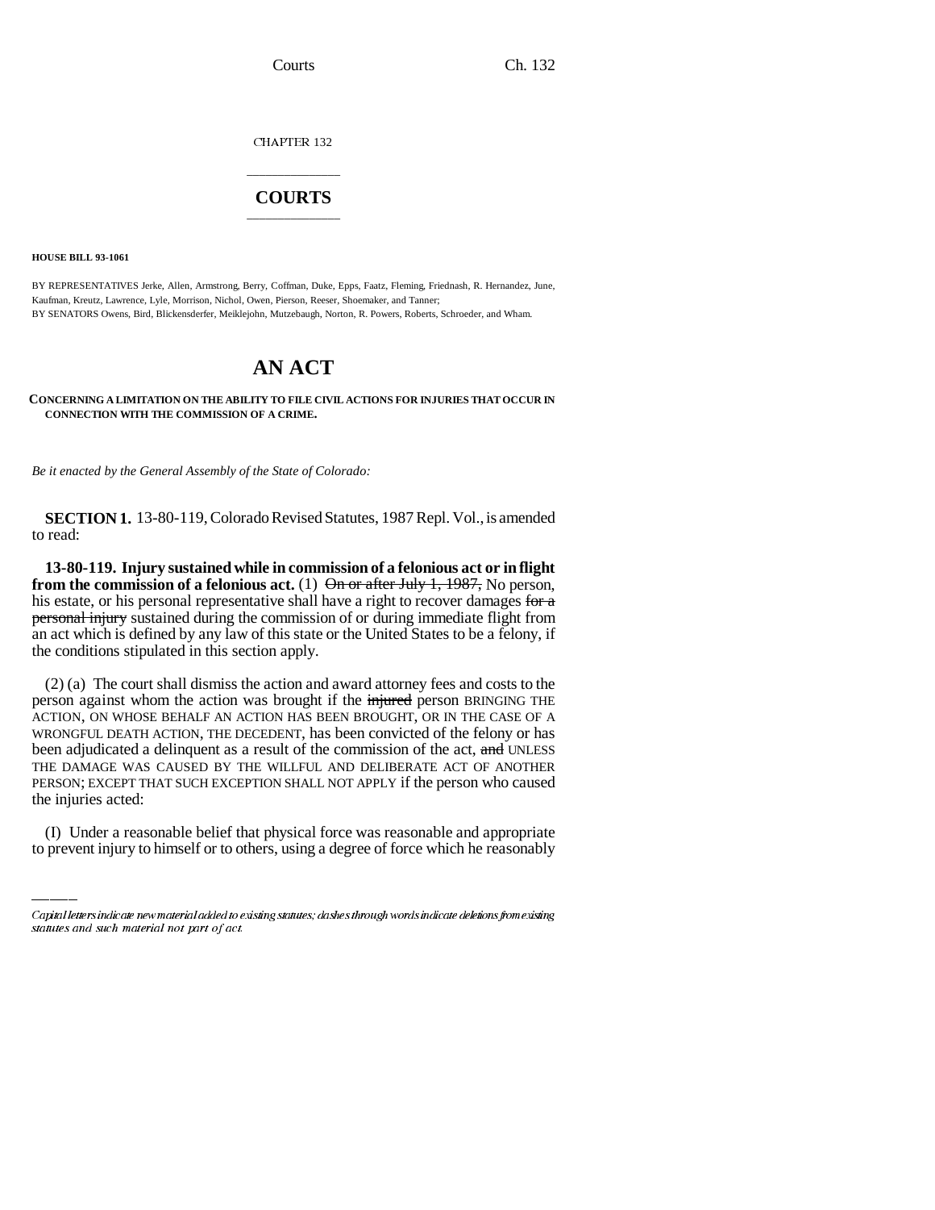CHAPTER 132

# COURTS

**HOUSE BILL 93-1061**

BY REPRESENTATIVES Jerke, Allen, Armstrong, Berry, Coffman, Duke, Epps, Faatz, Fleming, Friednash, R. Hernandez, June, Kaufman, Kreutz, Lawrence, Lyle, Morrison, Nichol, Owen, Pierson, Reeser, Shoemaker, and Tanner;
BY SENATORS Owens, Bird, Blickensderfer, Meiklejohn, Mutzebaugh, Norton, R. Powers, Roberts, Schroeder, and Wham.

# AN ACT

**CONCERNING A LIMITATION ON THE ABILITY TO FILE CIVIL ACTIONS FOR INJURIES THAT OCCUR IN CONNECTION WITH THE COMMISSION OF A CRIME.**

*Be it enacted by the General Assembly of the State of Colorado:*

**SECTION 1.** 13-80-119, Colorado Revised Statutes, 1987 Repl. Vol., is amended to read:

**13-80-119. Injury sustained while in commission of a felonious act or in flight from the commission of a felonious act.** (1) ~~On or after July 1, 1987,~~ No person, his estate, or his personal representative shall have a right to recover damages ~~for a personal injury~~ sustained during the commission of or during immediate flight from an act which is defined by any law of this state or the United States to be a felony, if the conditions stipulated in this section apply.

(2) (a) The court shall dismiss the action and award attorney fees and costs to the person against whom the action was brought if the ~~injured~~ person BRINGING THE ACTION, ON WHOSE BEHALF AN ACTION HAS BEEN BROUGHT, OR IN THE CASE OF A WRONGFUL DEATH ACTION, THE DECEDENT, has been convicted of the felony or has been adjudicated a delinquent as a result of the commission of the act, ~~and~~ UNLESS THE DAMAGE WAS CAUSED BY THE WILLFUL AND DELIBERATE ACT OF ANOTHER PERSON; EXCEPT THAT SUCH EXCEPTION SHALL NOT APPLY if the person who caused the injuries acted:

(I) Under a reasonable belief that physical force was reasonable and appropriate to prevent injury to himself or to others, using a degree of force which he reasonably

*Capital letters indicate new material added to existing statutes; dashes through words indicate deletions from existing statutes and such material not part of act.*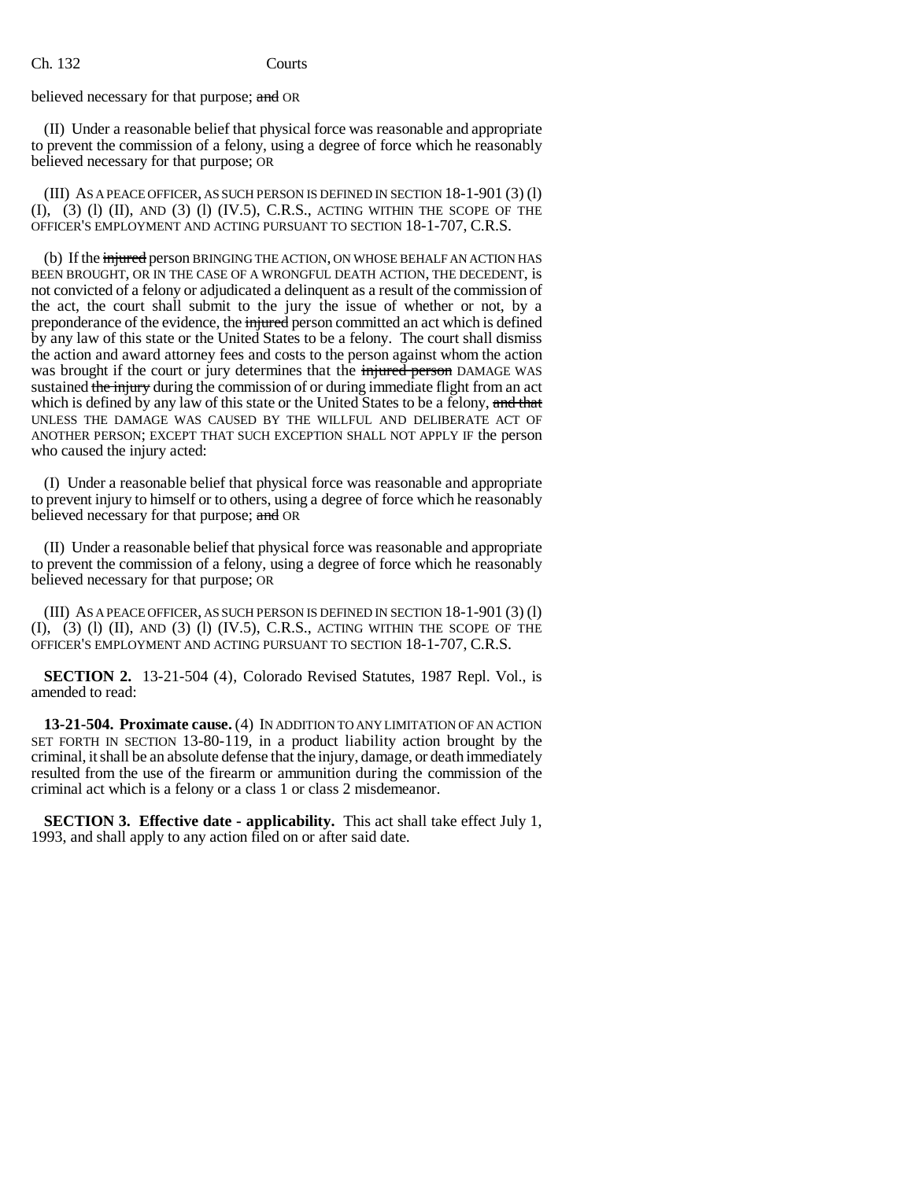believed necessary for that purpose; ~~and~~ OR

(II) Under a reasonable belief that physical force was reasonable and appropriate to prevent the commission of a felony, using a degree of force which he reasonably believed necessary for that purpose; OR

(III) AS A PEACE OFFICER, AS SUCH PERSON IS DEFINED IN SECTION 18-1-901 (3) (l) (I), (3) (l) (II), AND (3) (l) (IV.5), C.R.S., ACTING WITHIN THE SCOPE OF THE OFFICER'S EMPLOYMENT AND ACTING PURSUANT TO SECTION 18-1-707, C.R.S.

(b) If the ~~injured~~ person BRINGING THE ACTION, ON WHOSE BEHALF AN ACTION HAS BEEN BROUGHT, OR IN THE CASE OF A WRONGFUL DEATH ACTION, THE DECEDENT, is not convicted of a felony or adjudicated a delinquent as a result of the commission of the act, the court shall submit to the jury the issue of whether or not, by a preponderance of the evidence, the ~~injured~~ person committed an act which is defined by any law of this state or the United States to be a felony. The court shall dismiss the action and award attorney fees and costs to the person against whom the action was brought if the court or jury determines that the ~~injured person~~ DAMAGE WAS sustained ~~the injury~~ during the commission of or during immediate flight from an act which is defined by any law of this state or the United States to be a felony, ~~and that~~ UNLESS THE DAMAGE WAS CAUSED BY THE WILLFUL AND DELIBERATE ACT OF ANOTHER PERSON; EXCEPT THAT SUCH EXCEPTION SHALL NOT APPLY IF the person who caused the injury acted:

(I) Under a reasonable belief that physical force was reasonable and appropriate to prevent injury to himself or to others, using a degree of force which he reasonably believed necessary for that purpose; ~~and~~ OR

(II) Under a reasonable belief that physical force was reasonable and appropriate to prevent the commission of a felony, using a degree of force which he reasonably believed necessary for that purpose; OR

(III) AS A PEACE OFFICER, AS SUCH PERSON IS DEFINED IN SECTION 18-1-901 (3) (l) (I), (3) (l) (II), AND (3) (l) (IV.5), C.R.S., ACTING WITHIN THE SCOPE OF THE OFFICER'S EMPLOYMENT AND ACTING PURSUANT TO SECTION 18-1-707, C.R.S.

**SECTION 2.** 13-21-504 (4), Colorado Revised Statutes, 1987 Repl. Vol., is amended to read:

**13-21-504. Proximate cause.** (4) IN ADDITION TO ANY LIMITATION OF AN ACTION SET FORTH IN SECTION 13-80-119, in a product liability action brought by the criminal, it shall be an absolute defense that the injury, damage, or death immediately resulted from the use of the firearm or ammunition during the commission of the criminal act which is a felony or a class 1 or class 2 misdemeanor.

**SECTION 3. Effective date - applicability.** This act shall take effect July 1, 1993, and shall apply to any action filed on or after said date.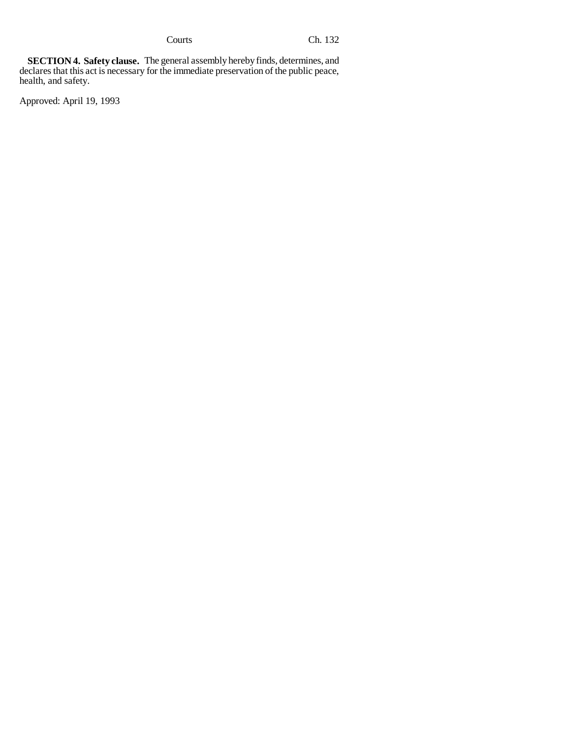**SECTION 4. Safety clause.** The general assembly hereby finds, determines, and declares that this act is necessary for the immediate preservation of the public peace, health, and safety.

Approved: April 19, 1993